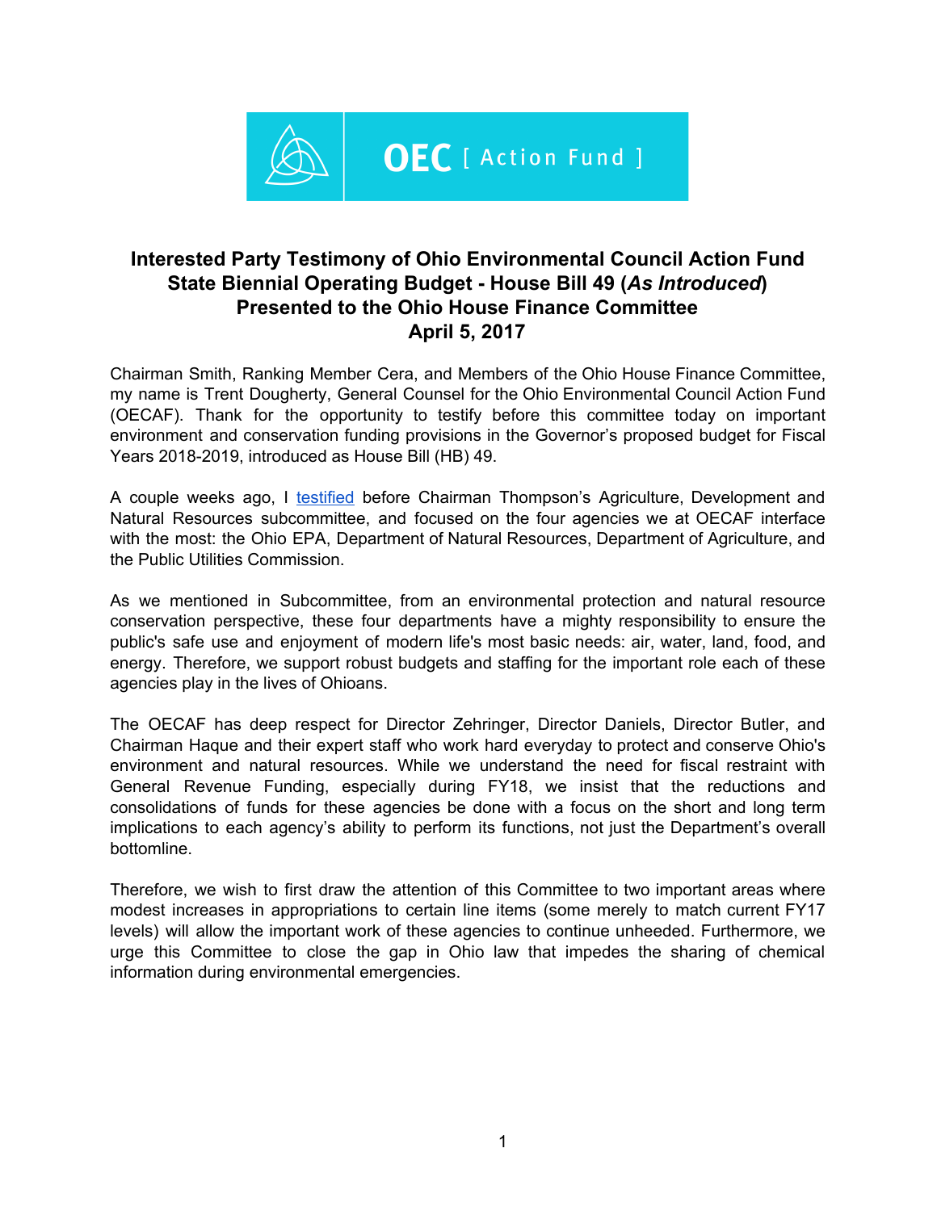OEC [ Action Fund ]

## Interested Party Testimony of Ohio Environmental Council Action Fund State Biennial Operating Budget - House Bill 49 (*As Introduced*) Presented to the Ohio House Finance Committee April 5, 2017

Chairman Smith, Ranking Member Cera, and Members of the Ohio House Finance Committee, my name is Trent Dougherty, General Counsel for the Ohio Environmental Council Action Fund (OECAF). Thank for the opportunity to testify before this committee today on important environment and conservation funding provisions in the Governor's proposed budget for Fiscal Years 2018-2019, introduced as House Bill (HB) 49.

A couple weeks ago, I testified before Chairman Thompson's Agriculture, Development and Natural Resources subcommittee, and focused on the four agencies we at OECAF interface with the most: the Ohio EPA, Department of Natural Resources, Department of Agriculture, and the Public Utilities Commission.

As we mentioned in Subcommittee, from an environmental protection and natural resource conservation perspective, these four departments have a mighty responsibility to ensure the public's safe use and enjoyment of modern life's most basic needs: air, water, land, food, and energy. Therefore, we support robust budgets and staffing for the important role each of these agencies play in the lives of Ohioans.

The OECAF has deep respect for Director Zehringer, Director Daniels, Director Butler, and Chairman Haque and their expert staff who work hard everyday to protect and conserve Ohio's environment and natural resources. While we understand the need for fiscal restraint with General Revenue Funding, especially during FY18, we insist that the reductions and consolidations of funds for these agencies be done with a focus on the short and long term implications to each agency's ability to perform its functions, not just the Department's overall bottomline.

Therefore, we wish to first draw the attention of this Committee to two important areas where modest increases in appropriations to certain line items (some merely to match current FY17 levels) will allow the important work of these agencies to continue unheeded. Furthermore, we urge this Committee to close the gap in Ohio law that impedes the sharing of chemical information during environmental emergencies.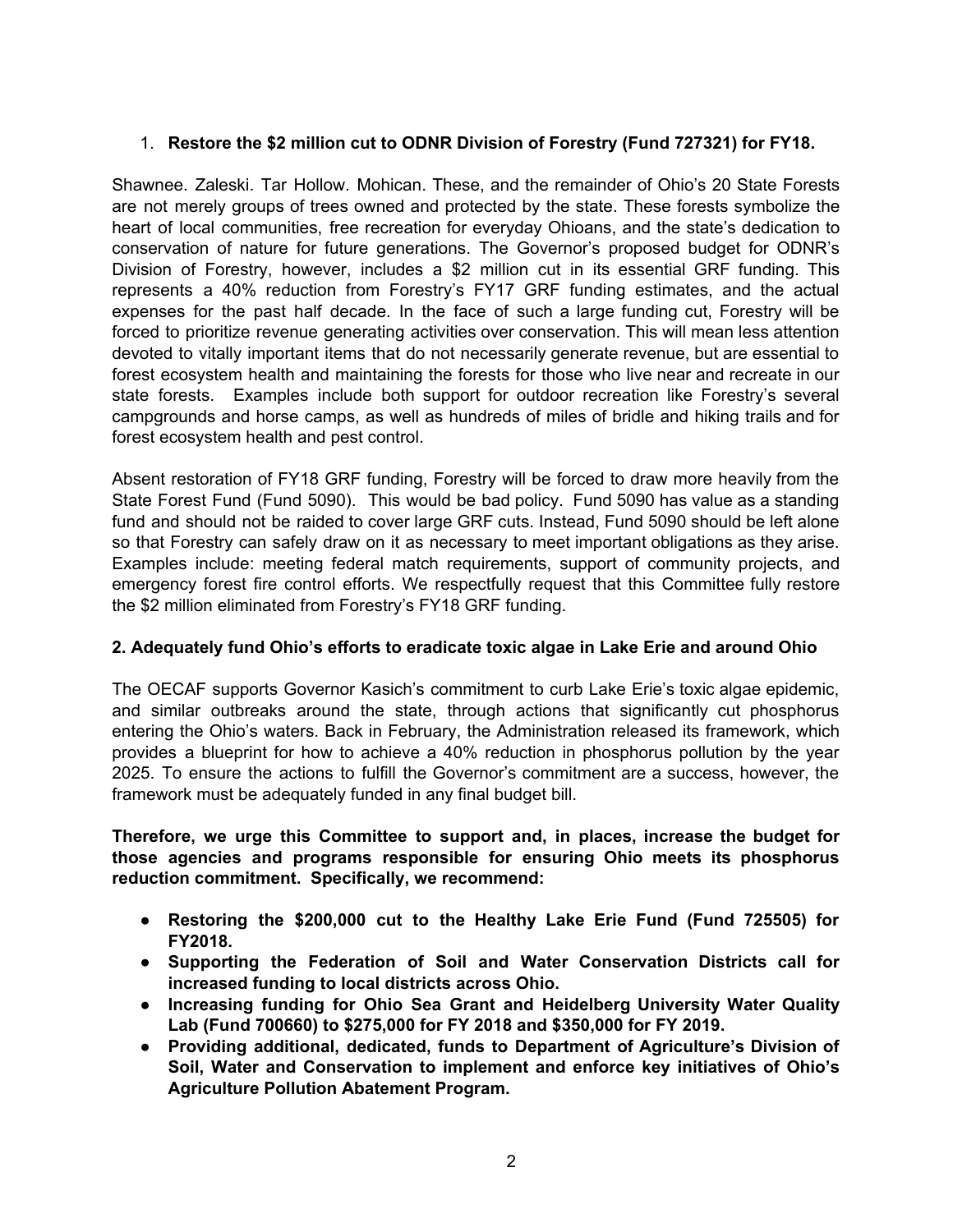1. **Restore the $2 million cut to ODNR Division of Forestry (Fund 727321) for FY18.**

Shawnee. Zaleski. Tar Hollow. Mohican. These, and the remainder of Ohio's 20 State Forests are not merely groups of trees owned and protected by the state. These forests symbolize the heart of local communities, free recreation for everyday Ohioans, and the state's dedication to conservation of nature for future generations. The Governor's proposed budget for ODNR's Division of Forestry, however, includes a $2 million cut in its essential GRF funding. This represents a 40% reduction from Forestry's FY17 GRF funding estimates, and the actual expenses for the past half decade. In the face of such a large funding cut, Forestry will be forced to prioritize revenue generating activities over conservation. This will mean less attention devoted to vitally important items that do not necessarily generate revenue, but are essential to forest ecosystem health and maintaining the forests for those who live near and recreate in our state forests. Examples include both support for outdoor recreation like Forestry's several campgrounds and horse camps, as well as hundreds of miles of bridle and hiking trails and for forest ecosystem health and pest control.

Absent restoration of FY18 GRF funding, Forestry will be forced to draw more heavily from the State Forest Fund (Fund 5090). This would be bad policy. Fund 5090 has value as a standing fund and should not be raided to cover large GRF cuts. Instead, Fund 5090 should be left alone so that Forestry can safely draw on it as necessary to meet important obligations as they arise. Examples include: meeting federal match requirements, support of community projects, and emergency forest fire control efforts. We respectfully request that this Committee fully restore the $2 million eliminated from Forestry's FY18 GRF funding.

**2. Adequately fund Ohio's efforts to eradicate toxic algae in Lake Erie and around Ohio**

The OECAF supports Governor Kasich's commitment to curb Lake Erie's toxic algae epidemic, and similar outbreaks around the state, through actions that significantly cut phosphorus entering the Ohio's waters. Back in February, the Administration released its framework, which provides a blueprint for how to achieve a 40% reduction in phosphorus pollution by the year 2025. To ensure the actions to fulfill the Governor's commitment are a success, however, the framework must be adequately funded in any final budget bill.

**Therefore, we urge this Committee to support and, in places, increase the budget for those agencies and programs responsible for ensuring Ohio meets its phosphorus reduction commitment. Specifically, we recommend:**

- **Restoring the $200,000 cut to the Healthy Lake Erie Fund (Fund 725505) for FY2018.**
- **Supporting the Federation of Soil and Water Conservation Districts call for increased funding to local districts across Ohio.**
- **Increasing funding for Ohio Sea Grant and Heidelberg University Water Quality Lab (Fund 700660) to $275,000 for FY 2018 and $350,000 for FY 2019.**
- **Providing additional, dedicated, funds to Department of Agriculture's Division of Soil, Water and Conservation to implement and enforce key initiatives of Ohio's Agriculture Pollution Abatement Program.**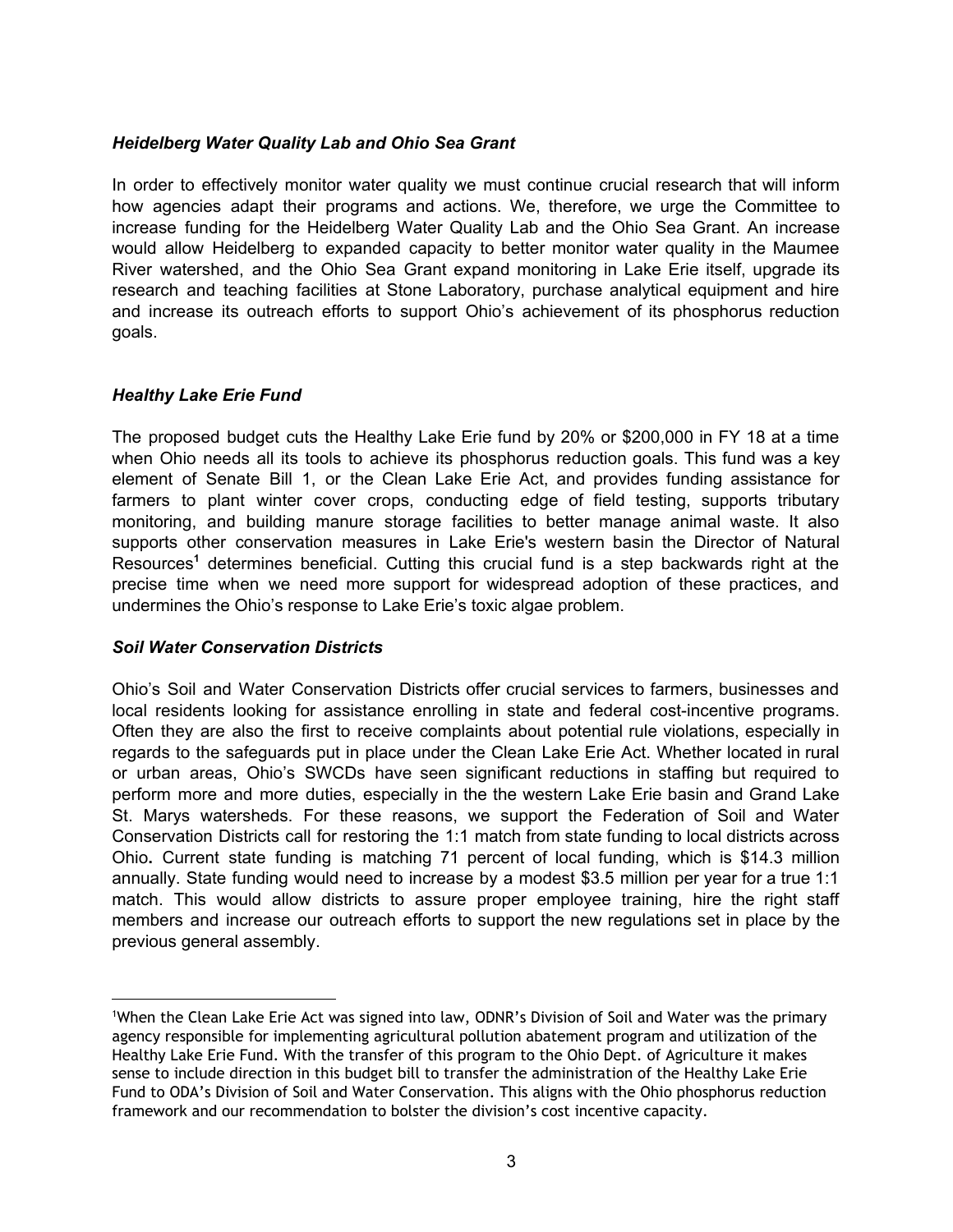*Heidelberg Water Quality Lab and Ohio Sea Grant*

In order to effectively monitor water quality we must continue crucial research that will inform how agencies adapt their programs and actions. We, therefore, we urge the Committee to increase funding for the Heidelberg Water Quality Lab and the Ohio Sea Grant. An increase would allow Heidelberg to expanded capacity to better monitor water quality in the Maumee River watershed, and the Ohio Sea Grant expand monitoring in Lake Erie itself, upgrade its research and teaching facilities at Stone Laboratory, purchase analytical equipment and hire and increase its outreach efforts to support Ohio's achievement of its phosphorus reduction goals.

*Healthy Lake Erie Fund*

The proposed budget cuts the Healthy Lake Erie fund by 20% or $200,000 in FY 18 at a time when Ohio needs all its tools to achieve its phosphorus reduction goals. This fund was a key element of Senate Bill 1, or the Clean Lake Erie Act, and provides funding assistance for farmers to plant winter cover crops, conducting edge of field testing, supports tributary monitoring, and building manure storage facilities to better manage animal waste. It also supports other conservation measures in Lake Erie's western basin the Director of Natural Resources[1] determines beneficial. Cutting this crucial fund is a step backwards right at the precise time when we need more support for widespread adoption of these practices, and undermines the Ohio's response to Lake Erie's toxic algae problem.

*Soil Water Conservation Districts*

Ohio's Soil and Water Conservation Districts offer crucial services to farmers, businesses and local residents looking for assistance enrolling in state and federal cost-incentive programs. Often they are also the first to receive complaints about potential rule violations, especially in regards to the safeguards put in place under the Clean Lake Erie Act. Whether located in rural or urban areas, Ohio's SWCDs have seen significant reductions in staffing but required to perform more and more duties, especially in the the western Lake Erie basin and Grand Lake St. Marys watersheds. For these reasons, we support the Federation of Soil and Water Conservation Districts call for restoring the 1:1 match from state funding to local districts across Ohio. Current state funding is matching 71 percent of local funding, which is $14.3 million annually. State funding would need to increase by a modest $3.5 million per year for a true 1:1 match. This would allow districts to assure proper employee training, hire the right staff members and increase our outreach efforts to support the new regulations set in place by the previous general assembly.

---

[1] When the Clean Lake Erie Act was signed into law, ODNR's Division of Soil and Water was the primary agency responsible for implementing agricultural pollution abatement program and utilization of the Healthy Lake Erie Fund. With the transfer of this program to the Ohio Dept. of Agriculture it makes sense to include direction in this budget bill to transfer the administration of the Healthy Lake Erie Fund to ODA's Division of Soil and Water Conservation. This aligns with the Ohio phosphorus reduction framework and our recommendation to bolster the division's cost incentive capacity.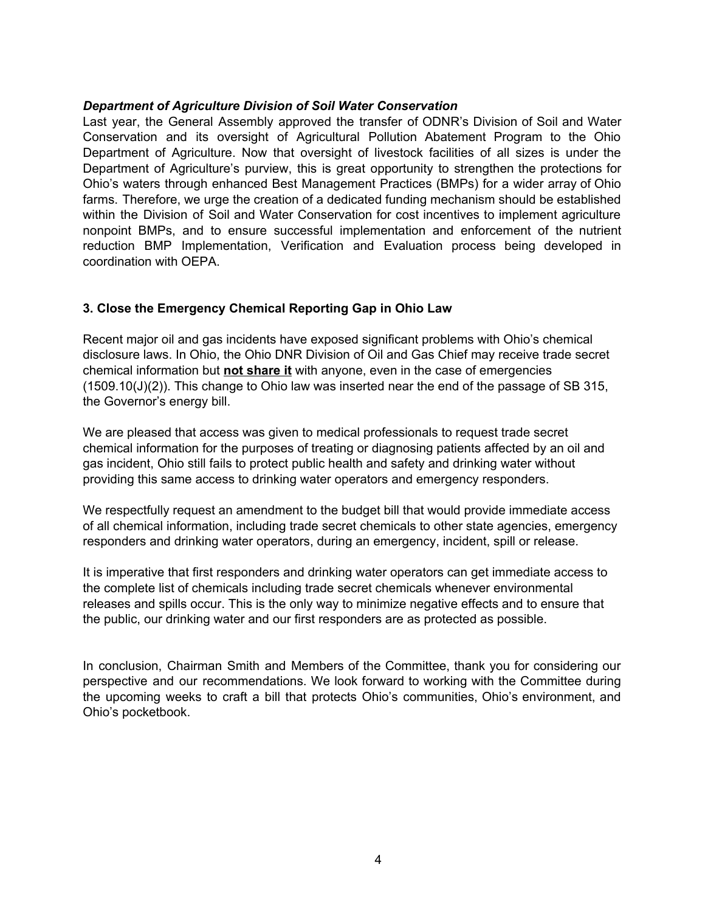***Department of Agriculture Division of Soil Water Conservation***

Last year, the General Assembly approved the transfer of ODNR's Division of Soil and Water Conservation and its oversight of Agricultural Pollution Abatement Program to the Ohio Department of Agriculture. Now that oversight of livestock facilities of all sizes is under the Department of Agriculture's purview, this is great opportunity to strengthen the protections for Ohio's waters through enhanced Best Management Practices (BMPs) for a wider array of Ohio farms. Therefore, we urge the creation of a dedicated funding mechanism should be established within the Division of Soil and Water Conservation for cost incentives to implement agriculture nonpoint BMPs, and to ensure successful implementation and enforcement of the nutrient reduction BMP Implementation, Verification and Evaluation process being developed in coordination with OEPA.

**3. Close the Emergency Chemical Reporting Gap in Ohio Law**

Recent major oil and gas incidents have exposed significant problems with Ohio's chemical disclosure laws. In Ohio, the Ohio DNR Division of Oil and Gas Chief may receive trade secret chemical information but **not share it** with anyone, even in the case of emergencies (1509.10(J)(2)). This change to Ohio law was inserted near the end of the passage of SB 315, the Governor's energy bill.

We are pleased that access was given to medical professionals to request trade secret chemical information for the purposes of treating or diagnosing patients affected by an oil and gas incident, Ohio still fails to protect public health and safety and drinking water without providing this same access to drinking water operators and emergency responders.

We respectfully request an amendment to the budget bill that would provide immediate access of all chemical information, including trade secret chemicals to other state agencies, emergency responders and drinking water operators, during an emergency, incident, spill or release.

It is imperative that first responders and drinking water operators can get immediate access to the complete list of chemicals including trade secret chemicals whenever environmental releases and spills occur. This is the only way to minimize negative effects and to ensure that the public, our drinking water and our first responders are as protected as possible.

In conclusion, Chairman Smith and Members of the Committee, thank you for considering our perspective and our recommendations. We look forward to working with the Committee during the upcoming weeks to craft a bill that protects Ohio's communities, Ohio's environment, and Ohio's pocketbook.